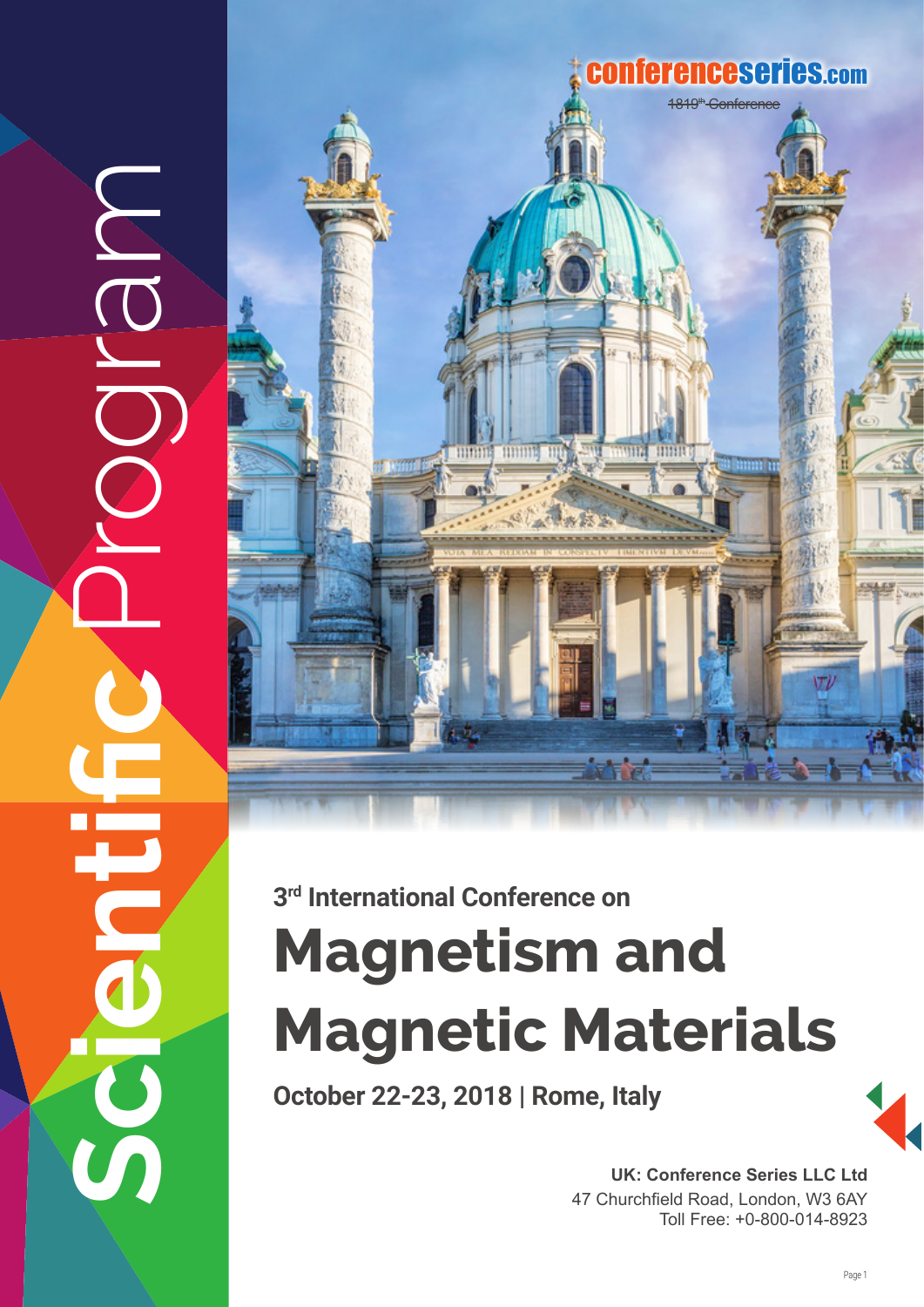# Scientific Program

conferenceseries.com

1819th Conference

3rd International Conference on

# Magnetism and Magnetic Materials

**October 22-23, 2018 | Rome, Italy**

**UK: Conference Series LLC Ltd**
47 Churchfield Road, London, W3 6AY
Toll Free: +0-800-014-8923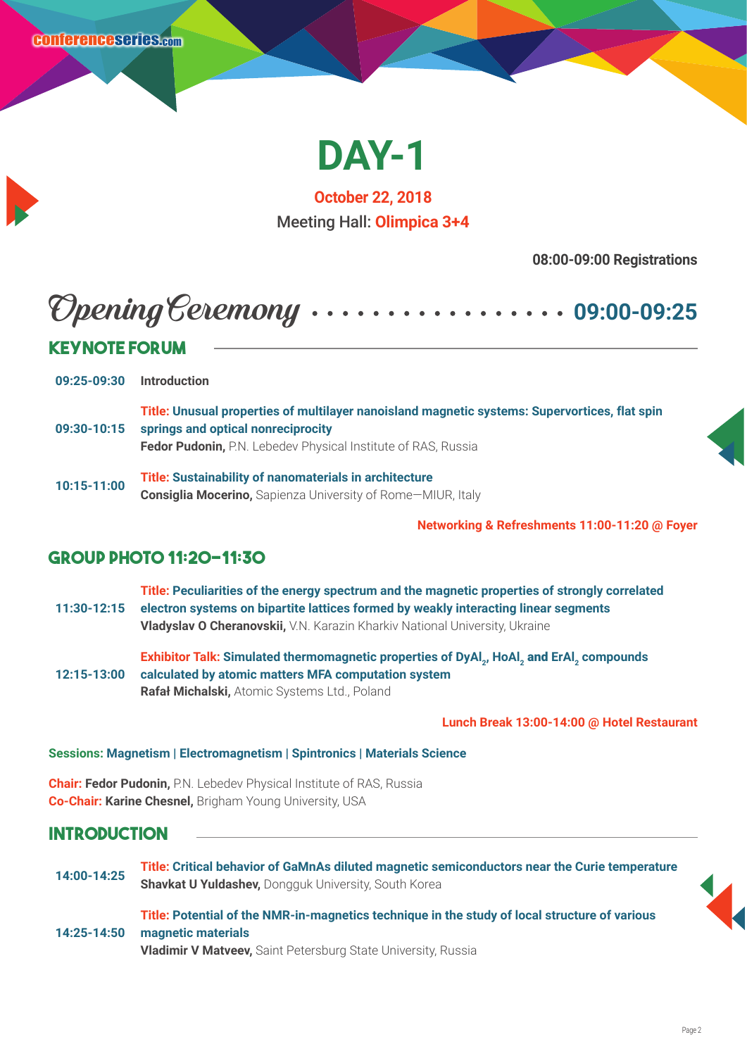# DAY-1

**October 22, 2018**

Meeting Hall: **Olimpica 3+4**

**08:00-09:00 Registrations**

## Opening Ceremony ................ 09:00-09:25

## KEYNOTE FORUM

**09:25-09:30** **Introduction**

**09:30-10:15** **Title: Unusual properties of multilayer nanoisland magnetic systems: Supervortices, flat spin springs and optical nonreciprocity**
**Fedor Pudonin,** P.N. Lebedev Physical Institute of RAS, Russia

**10:15-11:00** **Title: Sustainability of nanomaterials in architecture**
**Consiglia Mocerino,** Sapienza University of Rome—MIUR, Italy

**Networking & Refreshments 11:00-11:20 @ Foyer**

## GROUP PHOTO 11:20-11:30

**11:30-12:15** **Title: Peculiarities of the energy spectrum and the magnetic properties of strongly correlated electron systems on bipartite lattices formed by weakly interacting linear segments**
**Vladyslav O Cheranovskii,** V.N. Karazin Kharkiv National University, Ukraine

**12:15-13:00** **Exhibitor Talk: Simulated thermomagnetic properties of $DyAl_2$, $HoAl_2$ and $ErAl_2$ compounds calculated by atomic matters MFA computation system**
**Rafał Michalski,** Atomic Systems Ltd., Poland

**Lunch Break 13:00-14:00 @ Hotel Restaurant**

**Sessions: Magnetism | Electromagnetism | Spintronics | Materials Science**

**Chair:** **Fedor Pudonin,** P.N. Lebedev Physical Institute of RAS, Russia
**Co-Chair:** **Karine Chesnel,** Brigham Young University, USA

## INTRODUCTION

**14:00-14:25** **Title: Critical behavior of GaMnAs diluted magnetic semiconductors near the Curie temperature**
**Shavkat U Yuldashev,** Dongguk University, South Korea

**14:25-14:50** **Title: Potential of the NMR-in-magnetics technique in the study of local structure of various magnetic materials**
**Vladimir V Matveev,** Saint Petersburg State University, Russia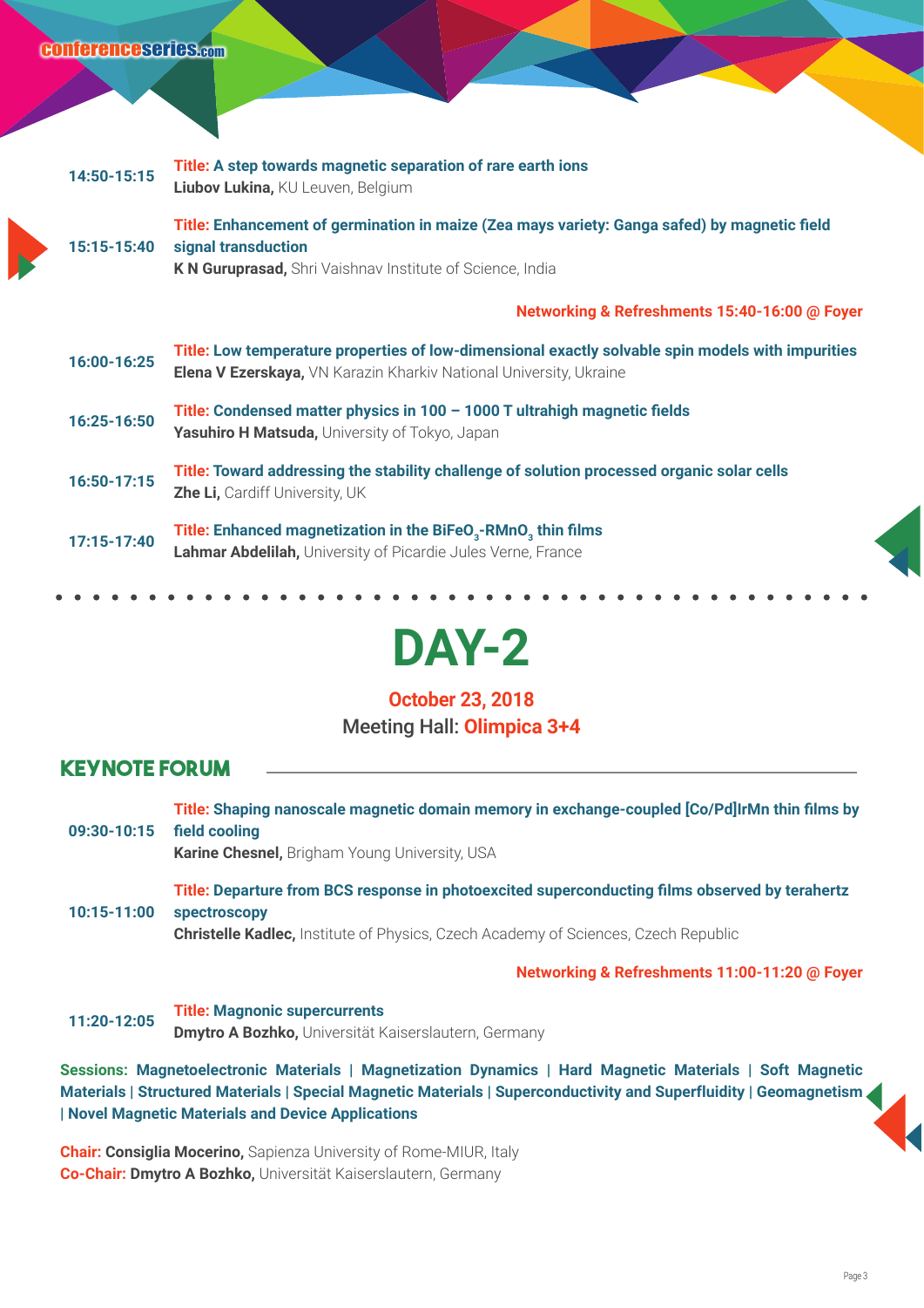**14:50-15:15** **Title: A step towards magnetic separation of rare earth ions**
**Liubov Lukina,** KU Leuven, Belgium

**15:15-15:40** **Title: Enhancement of germination in maize (Zea mays variety: Ganga safed) by magnetic field signal transduction**
**K N Guruprasad,** Shri Vaishnav Institute of Science, India

**Networking & Refreshments 15:40-16:00 @ Foyer**

**16:00-16:25** **Title: Low temperature properties of low-dimensional exactly solvable spin models with impurities**
**Elena V Ezerskaya,** VN Karazin Kharkiv National University, Ukraine

**16:25-16:50** **Title: Condensed matter physics in 100 – 1000 T ultrahigh magnetic fields**
**Yasuhiro H Matsuda,** University of Tokyo, Japan

**16:50-17:15** **Title: Toward addressing the stability challenge of solution processed organic solar cells**
**Zhe Li,** Cardiff University, UK

**17:15-17:40** **Title: Enhanced magnetization in the $BiFeO_3$-$RMnO_3$ thin films**
**Lahmar Abdelilah,** University of Picardie Jules Verne, France

# DAY-2

**October 23, 2018**
Meeting Hall: **Olimpica 3+4**

## KEYNOTE FORUM

**09:30-10:15** **Title: Shaping nanoscale magnetic domain memory in exchange-coupled [Co/Pd]IrMn thin films by field cooling**
**Karine Chesnel,** Brigham Young University, USA

**10:15-11:00** **Title: Departure from BCS response in photoexcited superconducting films observed by terahertz spectroscopy**
**Christelle Kadlec,** Institute of Physics, Czech Academy of Sciences, Czech Republic

**Networking & Refreshments 11:00-11:20 @ Foyer**

**11:20-12:05** **Title: Magnonic supercurrents**
**Dmytro A Bozhko,** Universität Kaiserslautern, Germany

**Sessions: Magnetoelectronic Materials | Magnetization Dynamics | Hard Magnetic Materials | Soft Magnetic Materials | Structured Materials | Special Magnetic Materials | Superconductivity and Superfluidity | Geomagnetism | Novel Magnetic Materials and Device Applications**

**Chair: Consiglia Mocerino,** Sapienza University of Rome-MIUR, Italy
**Co-Chair: Dmytro A Bozhko,** Universität Kaiserslautern, Germany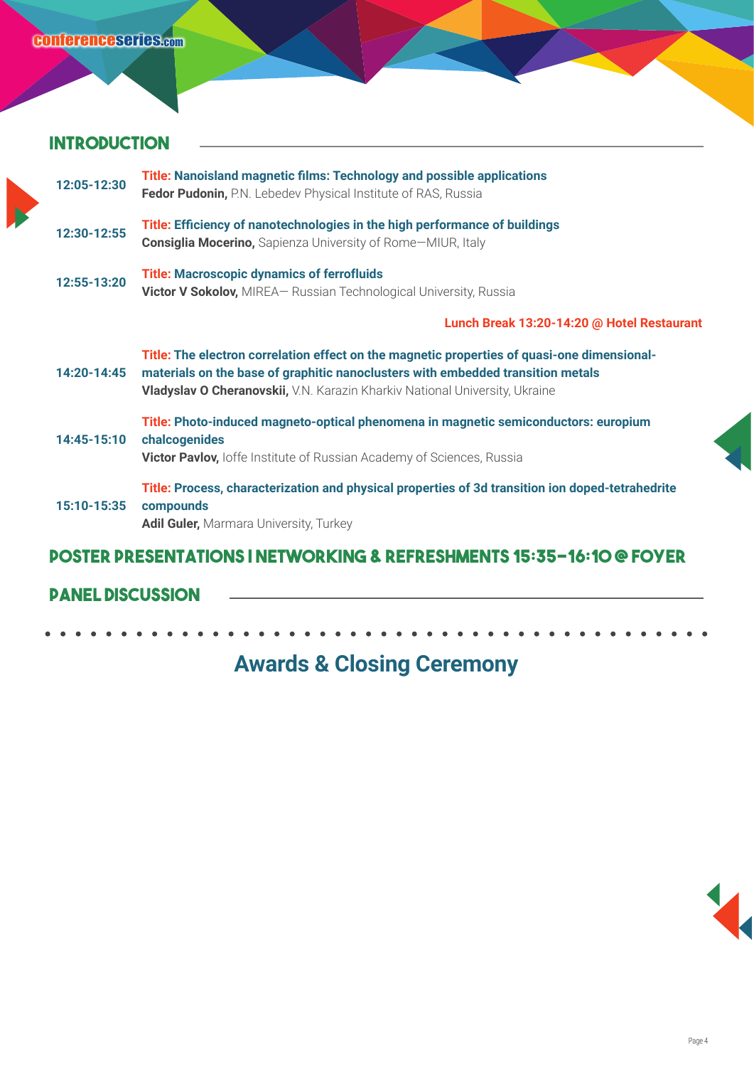## INTRODUCTION

**12:05-12:30**
**Title: Nanoisland magnetic films: Technology and possible applications**
**Fedor Pudonin,** P.N. Lebedev Physical Institute of RAS, Russia

**12:30-12:55**
**Title: Efficiency of nanotechnologies in the high performance of buildings**
**Consiglia Mocerino,** Sapienza University of Rome—MIUR, Italy

**12:55-13:20**
**Title: Macroscopic dynamics of ferrofluids**
**Victor V Sokolov,** MIREA— Russian Technological University, Russia

**Lunch Break 13:20-14:20 @ Hotel Restaurant**

**14:20-14:45**
**Title: The electron correlation effect on the magnetic properties of quasi-one dimensional-materials on the base of graphitic nanoclusters with embedded transition metals**
**Vladyslav O Cheranovskii,** V.N. Karazin Kharkiv National University, Ukraine

**14:45-15:10**
**Title: Photo-induced magneto-optical phenomena in magnetic semiconductors: europium chalcogenides**
**Victor Pavlov,** Ioffe Institute of Russian Academy of Sciences, Russia

**15:10-15:35**
**Title: Process, characterization and physical properties of 3d transition ion doped-tetrahedrite compounds**
**Adil Guler,** Marmara University, Turkey

## POSTER PRESENTATIONS I NETWORKING & REFRESHMENTS 15:35-16:10 @ FOYER

## PANEL DISCUSSION

## Awards & Closing Ceremony